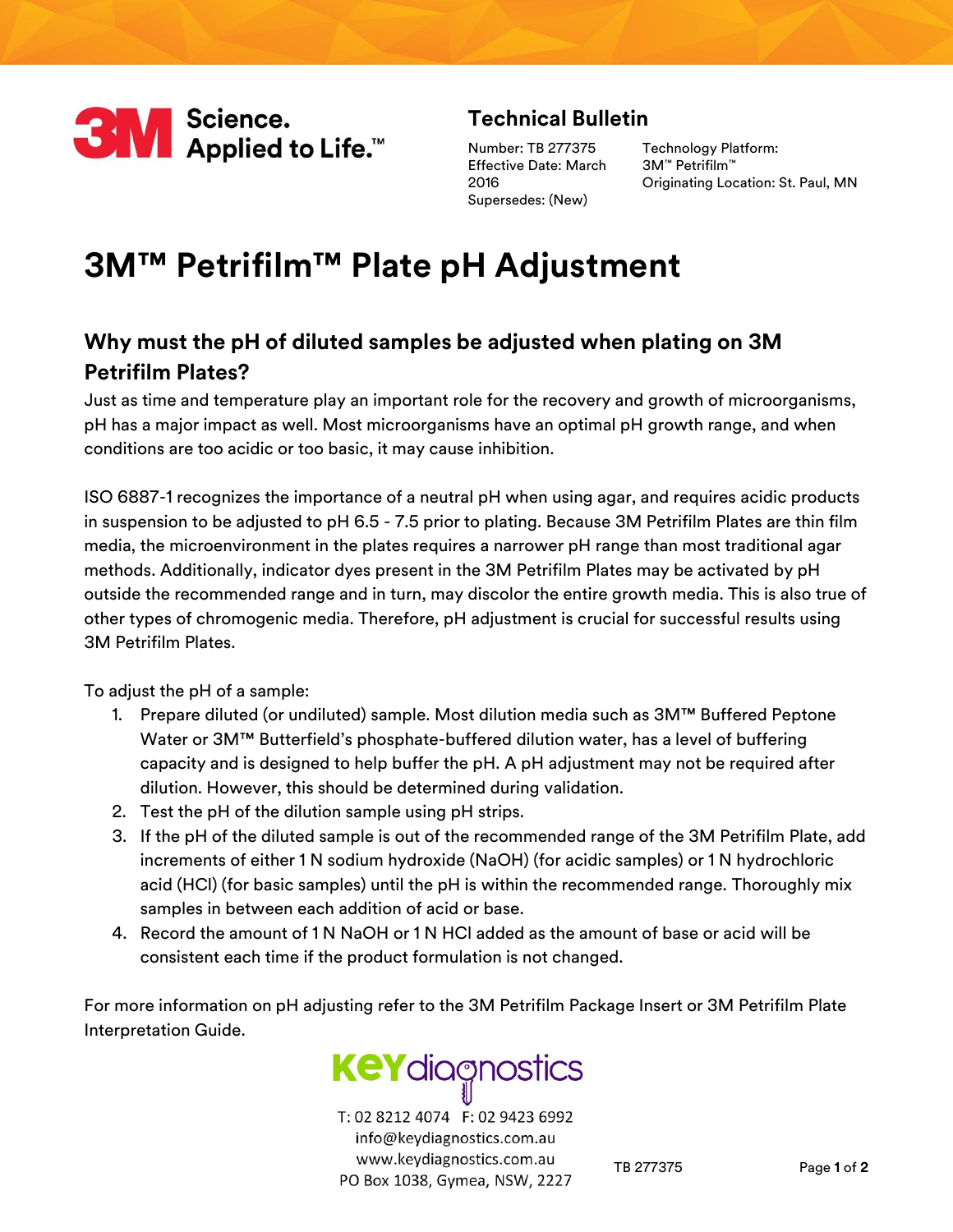3M Science. Applied to Life.™

## Technical Bulletin

Number: TB 277375
Effective Date: March 2016
Supersedes: (New)

Technology Platform: 3M™ Petrifilm™
Originating Location: St. Paul, MN

# 3M™ Petrifilm™ Plate pH Adjustment

## Why must the pH of diluted samples be adjusted when plating on 3M Petrifilm Plates?

Just as time and temperature play an important role for the recovery and growth of microorganisms, pH has a major impact as well. Most microorganisms have an optimal pH growth range, and when conditions are too acidic or too basic, it may cause inhibition.

ISO 6887-1 recognizes the importance of a neutral pH when using agar, and requires acidic products in suspension to be adjusted to pH 6.5 - 7.5 prior to plating. Because 3M Petrifilm Plates are thin film media, the microenvironment in the plates requires a narrower pH range than most traditional agar methods. Additionally, indicator dyes present in the 3M Petrifilm Plates may be activated by pH outside the recommended range and in turn, may discolor the entire growth media. This is also true of other types of chromogenic media. Therefore, pH adjustment is crucial for successful results using 3M Petrifilm Plates.

To adjust the pH of a sample:

1. Prepare diluted (or undiluted) sample. Most dilution media such as 3M™ Buffered Peptone Water or 3M™ Butterfield's phosphate-buffered dilution water, has a level of buffering capacity and is designed to help buffer the pH. A pH adjustment may not be required after dilution. However, this should be determined during validation.
2. Test the pH of the dilution sample using pH strips.
3. If the pH of the diluted sample is out of the recommended range of the 3M Petrifilm Plate, add increments of either 1 N sodium hydroxide ($NaOH$) (for acidic samples) or 1 N hydrochloric acid ($HCl$) (for basic samples) until the pH is within the recommended range. Thoroughly mix samples in between each addition of acid or base.
4. Record the amount of 1 N $NaOH$ or 1 N $HCl$ added as the amount of base or acid will be consistent each time if the product formulation is not changed.

For more information on pH adjusting refer to the 3M Petrifilm Package Insert or 3M Petrifilm Plate Interpretation Guide.

KEYdiagnostics
T: 02 8212 4074 F: 02 9423 6992
info@keydiagnostics.com.au
www.keydiagnostics.com.au
PO Box 1038, Gymea, NSW, 2227

TB 277375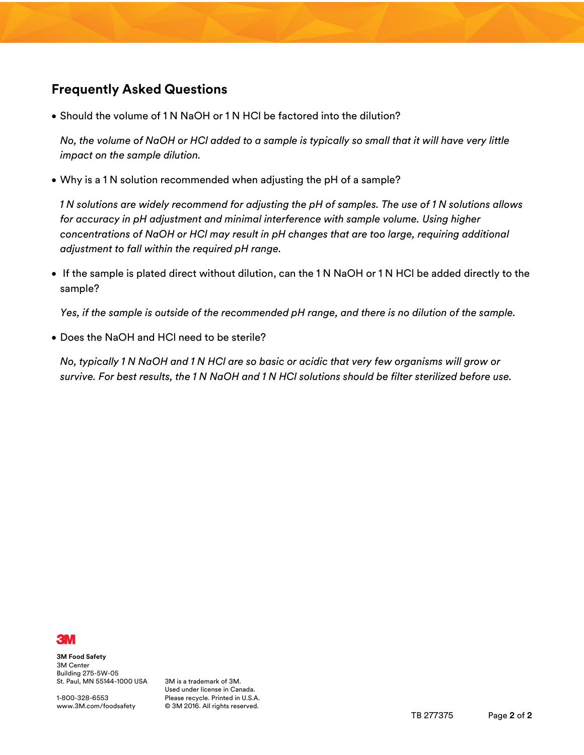## Frequently Asked Questions

- Should the volume of 1 N NaOH or 1 N HCl be factored into the dilution?

  *No, the volume of NaOH or HCl added to a sample is typically so small that it will have very little impact on the sample dilution.*

- Why is a 1 N solution recommended when adjusting the pH of a sample?

  *1 N solutions are widely recommend for adjusting the pH of samples. The use of 1 N solutions allows for accuracy in pH adjustment and minimal interference with sample volume. Using higher concentrations of NaOH or HCl may result in pH changes that are too large, requiring additional adjustment to fall within the required pH range.*

- If the sample is plated direct without dilution, can the 1 N NaOH or 1 N HCl be added directly to the sample?

  *Yes, if the sample is outside of the recommended pH range, and there is no dilution of the sample.*

- Does the NaOH and HCl need to be sterile?

  *No, typically 1 N NaOH and 1 N HCl are so basic or acidic that very few organisms will grow or survive. For best results, the 1 N NaOH and 1 N HCl solutions should be filter sterilized before use.*

3M

**3M Food Safety**
3M Center
Building 275-5W-05
St. Paul, MN 55144-1000 USA

1-800-328-6553
www.3M.com/foodsafety

3M is a trademark of 3M.
Used under license in Canada.
Please recycle. Printed in U.S.A.
© 3M 2016. All rights reserved.

TB 277375